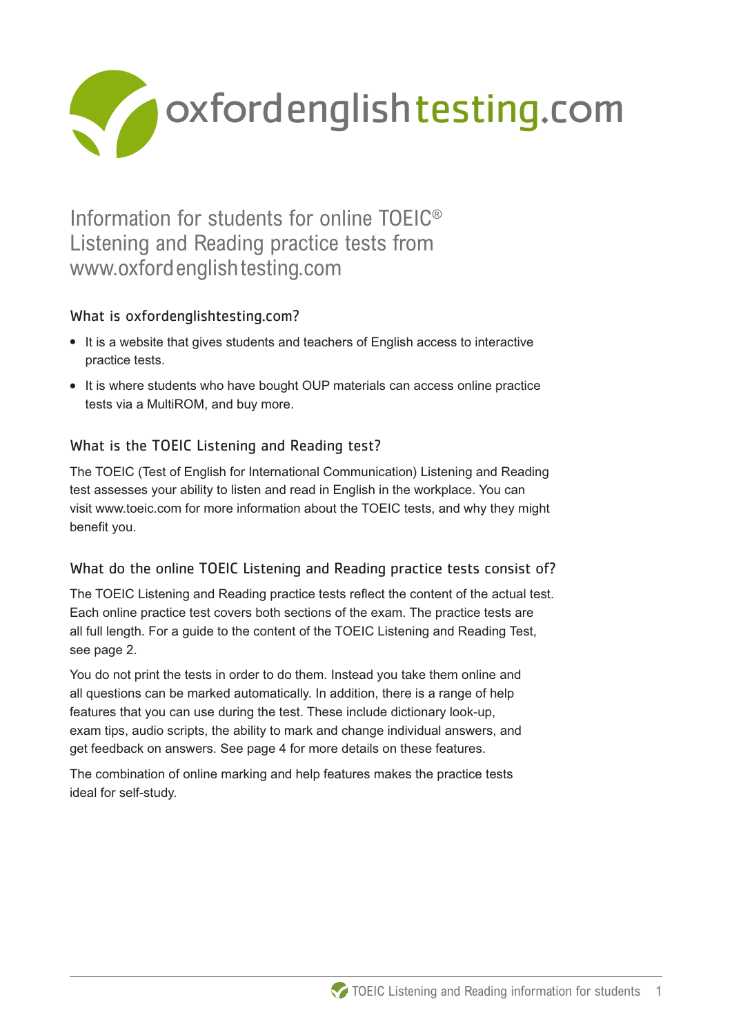oxfordenglishtesting.com

# Information for students for online TOEIC® Listening and Reading practice tests from www.oxfordenglishtesting.com

## What is oxfordenglishtesting.com?

- It is a website that gives students and teachers of English access to interactive practice tests.
- It is where students who have bought OUP materials can access online practice tests via a MultiROM, and buy more.

## What is the TOEIC Listening and Reading test?

The TOEIC (Test of English for International Communication) Listening and Reading test assesses your ability to listen and read in English in the workplace. You can visit www.toeic.com for more information about the TOEIC tests, and why they might benefit you.

## What do the online TOEIC Listening and Reading practice tests consist of?

The TOEIC Listening and Reading practice tests reflect the content of the actual test. Each online practice test covers both sections of the exam. The practice tests are all full length. For a guide to the content of the TOEIC Listening and Reading Test, see page 2.

You do not print the tests in order to do them. Instead you take them online and all questions can be marked automatically. In addition, there is a range of help features that you can use during the test. These include dictionary look-up, exam tips, audio scripts, the ability to mark and change individual answers, and get feedback on answers. See page 4 for more details on these features.

The combination of online marking and help features makes the practice tests ideal for self-study.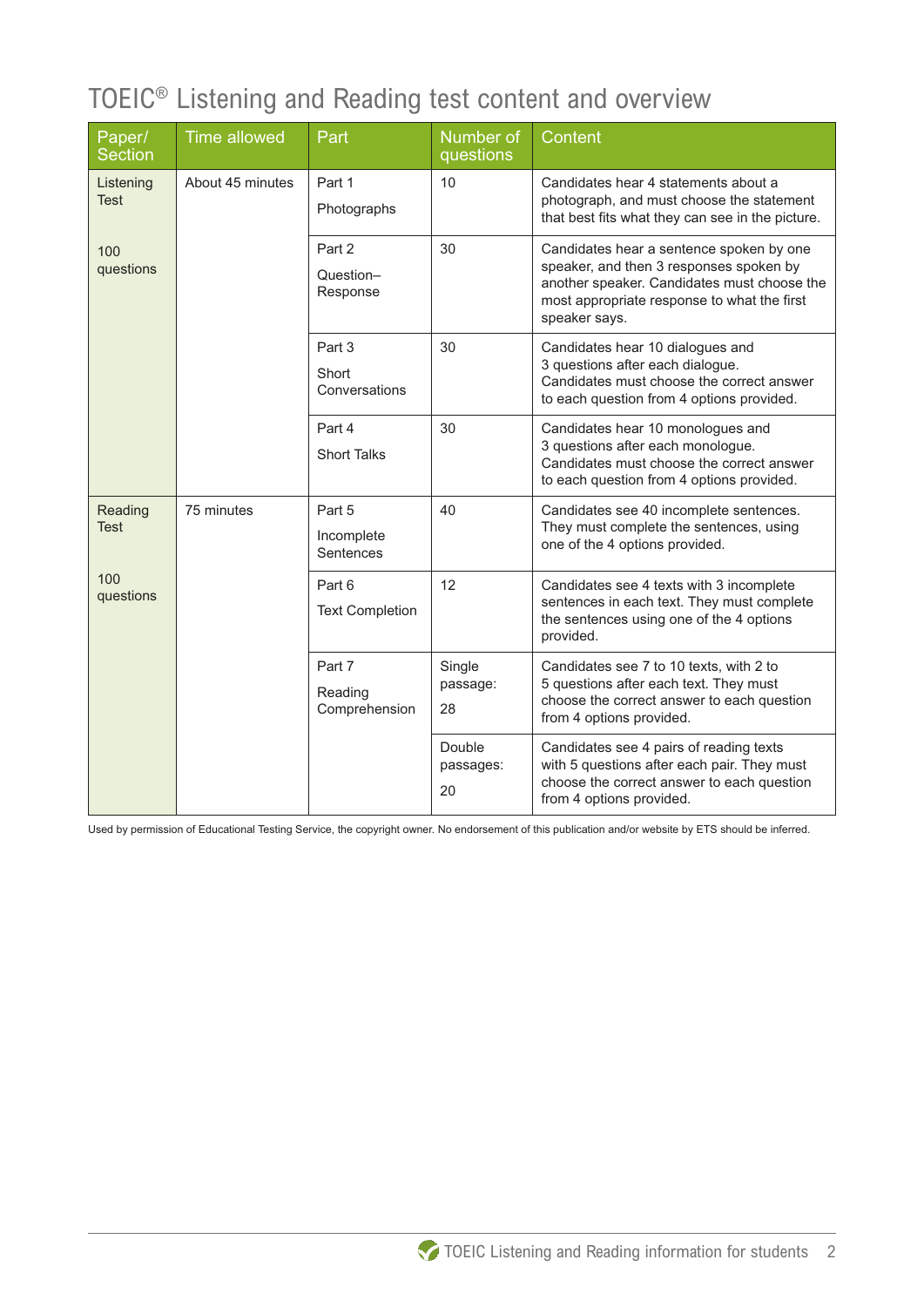# TOEIC® Listening and Reading test content and overview

| Paper/ Section | Time allowed | Part | Number of questions | Content |
|---|---|---|---|---|
| Listening Test<br><br>100 questions | About 45 minutes | Part 1<br>Photographs | 10 | Candidates hear 4 statements about a photograph, and must choose the statement that best fits what they can see in the picture. |
| | | Part 2<br>Question–Response | 30 | Candidates hear a sentence spoken by one speaker, and then 3 responses spoken by another speaker. Candidates must choose the most appropriate response to what the first speaker says. |
| | | Part 3<br>Short Conversations | 30 | Candidates hear 10 dialogues and 3 questions after each dialogue. Candidates must choose the correct answer to each question from 4 options provided. |
| | | Part 4<br>Short Talks | 30 | Candidates hear 10 monologues and 3 questions after each monologue. Candidates must choose the correct answer to each question from 4 options provided. |
| Reading Test<br><br>100 questions | 75 minutes | Part 5<br>Incomplete Sentences | 40 | Candidates see 40 incomplete sentences. They must complete the sentences, using one of the 4 options provided. |
| | | Part 6<br>Text Completion | 12 | Candidates see 4 texts with 3 incomplete sentences in each text. They must complete the sentences using one of the 4 options provided. |
| | | Part 7<br>Reading Comprehension | Single passage:<br>28 | Candidates see 7 to 10 texts, with 2 to 5 questions after each text. They must choose the correct answer to each question from 4 options provided. |
| | | | Double passages:<br>20 | Candidates see 4 pairs of reading texts with 5 questions after each pair. They must choose the correct answer to each question from 4 options provided. |

Used by permission of Educational Testing Service, the copyright owner. No endorsement of this publication and/or website by ETS should be inferred.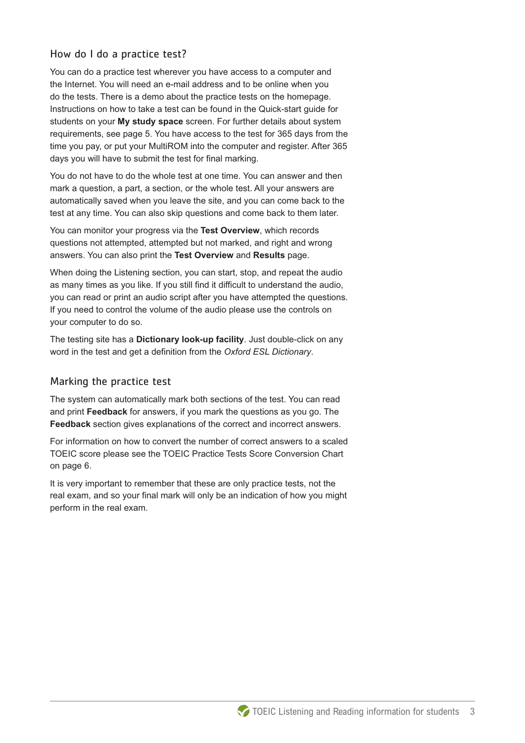## How do I do a practice test?

You can do a practice test wherever you have access to a computer and the Internet. You will need an e-mail address and to be online when you do the tests. There is a demo about the practice tests on the homepage. Instructions on how to take a test can be found in the Quick-start guide for students on your **My study space** screen. For further details about system requirements, see page 5. You have access to the test for 365 days from the time you pay, or put your MultiROM into the computer and register. After 365 days you will have to submit the test for final marking.

You do not have to do the whole test at one time. You can answer and then mark a question, a part, a section, or the whole test. All your answers are automatically saved when you leave the site, and you can come back to the test at any time. You can also skip questions and come back to them later.

You can monitor your progress via the **Test Overview**, which records questions not attempted, attempted but not marked, and right and wrong answers. You can also print the **Test Overview** and **Results** page.

When doing the Listening section, you can start, stop, and repeat the audio as many times as you like. If you still find it difficult to understand the audio, you can read or print an audio script after you have attempted the questions. If you need to control the volume of the audio please use the controls on your computer to do so.

The testing site has a **Dictionary look-up facility**. Just double-click on any word in the test and get a definition from the *Oxford ESL Dictionary*.

## Marking the practice test

The system can automatically mark both sections of the test. You can read and print **Feedback** for answers, if you mark the questions as you go. The **Feedback** section gives explanations of the correct and incorrect answers.

For information on how to convert the number of correct answers to a scaled TOEIC score please see the TOEIC Practice Tests Score Conversion Chart on page 6.

It is very important to remember that these are only practice tests, not the real exam, and so your final mark will only be an indication of how you might perform in the real exam.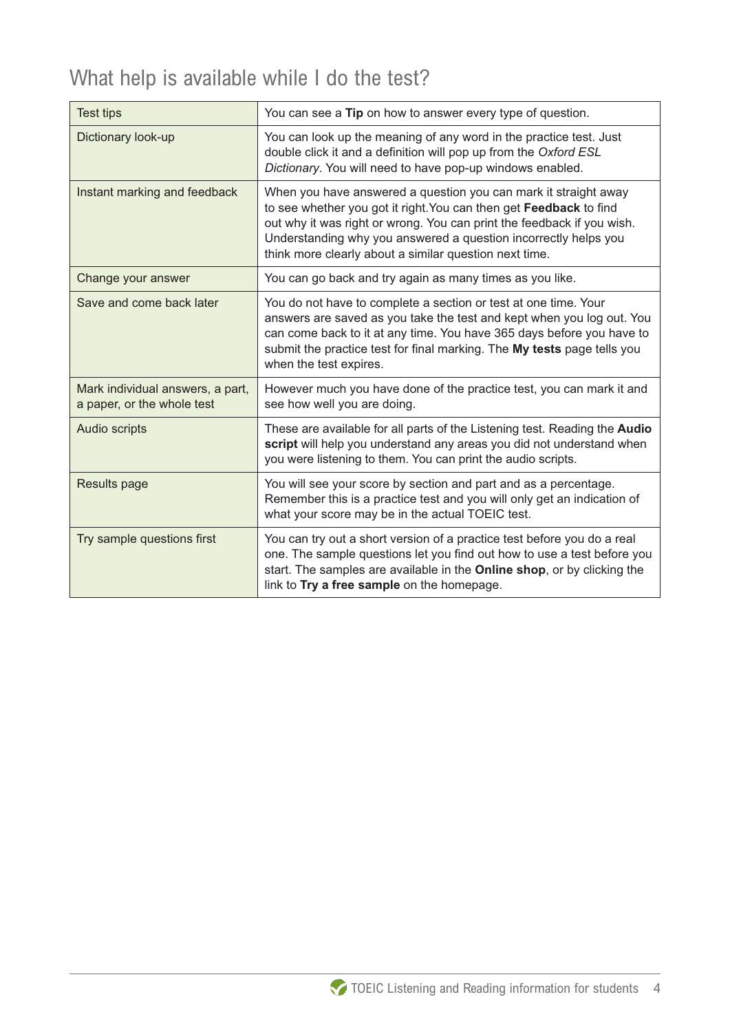## What help is available while I do the test?

| | |
|---|---|
| Test tips | You can see a **Tip** on how to answer every type of question. |
| Dictionary look-up | You can look up the meaning of any word in the practice test. Just double click it and a definition will pop up from the *Oxford ESL Dictionary*. You will need to have pop-up windows enabled. |
| Instant marking and feedback | When you have answered a question you can mark it straight away to see whether you got it right.You can then get **Feedback** to find out why it was right or wrong. You can print the feedback if you wish. Understanding why you answered a question incorrectly helps you think more clearly about a similar question next time. |
| Change your answer | You can go back and try again as many times as you like. |
| Save and come back later | You do not have to complete a section or test at one time. Your answers are saved as you take the test and kept when you log out. You can come back to it at any time. You have 365 days before you have to submit the practice test for final marking. The **My tests** page tells you when the test expires. |
| Mark individual answers, a part, a paper, or the whole test | However much you have done of the practice test, you can mark it and see how well you are doing. |
| Audio scripts | These are available for all parts of the Listening test. Reading the **Audio script** will help you understand any areas you did not understand when you were listening to them. You can print the audio scripts. |
| Results page | You will see your score by section and part and as a percentage. Remember this is a practice test and you will only get an indication of what your score may be in the actual TOEIC test. |
| Try sample questions first | You can try out a short version of a practice test before you do a real one. The sample questions let you find out how to use a test before you start. The samples are available in the **Online shop**, or by clicking the link to **Try a free sample** on the homepage. |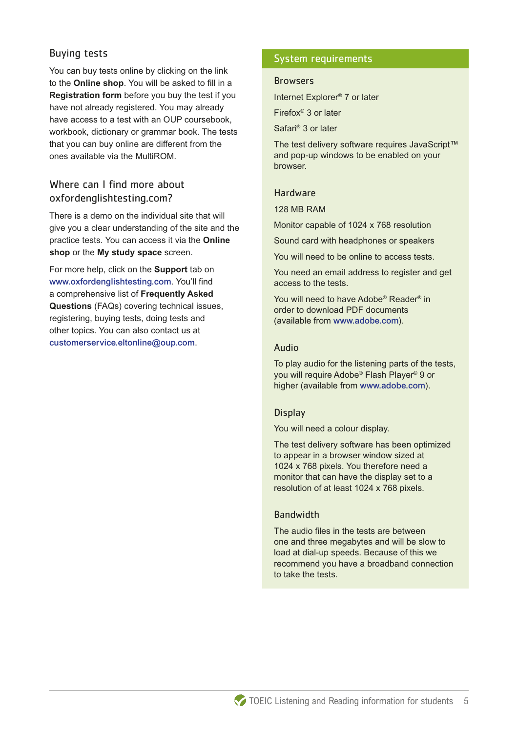## Buying tests

You can buy tests online by clicking on the link to the **Online shop**. You will be asked to fill in a **Registration form** before you buy the test if you have not already registered. You may already have access to a test with an OUP coursebook, workbook, dictionary or grammar book. The tests that you can buy online are different from the ones available via the MultiROM.

## Where can I find more about oxfordenglishtesting.com?

There is a demo on the individual site that will give you a clear understanding of the site and the practice tests. You can access it via the **Online shop** or the **My study space** screen.

For more help, click on the **Support** tab on www.oxfordenglishtesting.com. You'll find a comprehensive list of **Frequently Asked Questions** (FAQs) covering technical issues, registering, buying tests, doing tests and other topics. You can also contact us at customerservice.eltonline@oup.com.

## System requirements

### Browsers

Internet Explorer® 7 or later

Firefox® 3 or later

Safari® 3 or later

The test delivery software requires JavaScript™ and pop-up windows to be enabled on your browser.

### Hardware

128 MB RAM

Monitor capable of 1024 x 768 resolution

Sound card with headphones or speakers

You will need to be online to access tests.

You need an email address to register and get access to the tests.

You will need to have Adobe® Reader® in order to download PDF documents (available from www.adobe.com).

### Audio

To play audio for the listening parts of the tests, you will require Adobe® Flash Player® 9 or higher (available from www.adobe.com).

### Display

You will need a colour display.

The test delivery software has been optimized to appear in a browser window sized at 1024 x 768 pixels. You therefore need a monitor that can have the display set to a resolution of at least 1024 x 768 pixels.

### Bandwidth

The audio files in the tests are between one and three megabytes and will be slow to load at dial-up speeds. Because of this we recommend you have a broadband connection to take the tests.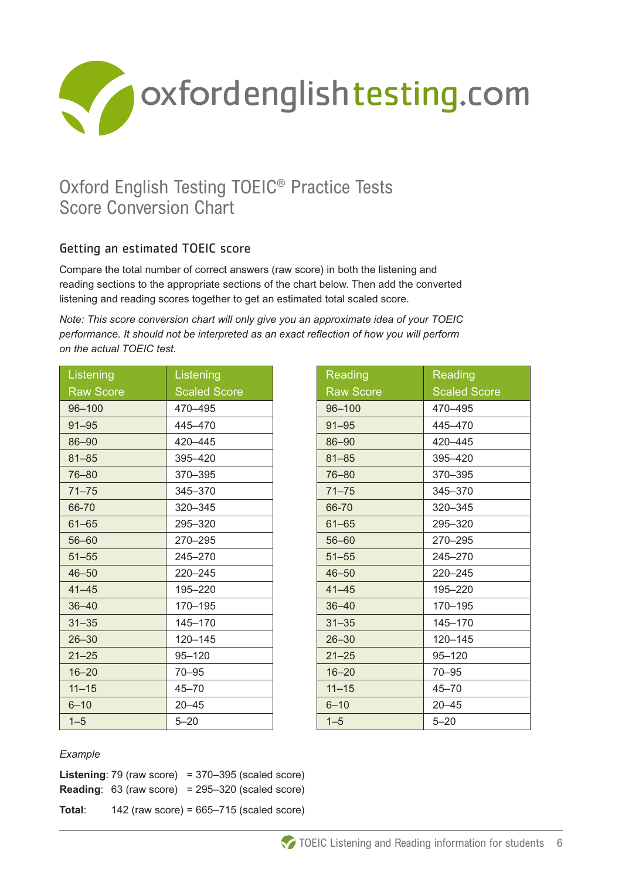oxfordenglishtesting.com

# Oxford English Testing TOEIC® Practice Tests Score Conversion Chart

## Getting an estimated TOEIC score

Compare the total number of correct answers (raw score) in both the listening and reading sections to the appropriate sections of the chart below. Then add the converted listening and reading scores together to get an estimated total scaled score.

*Note: This score conversion chart will only give you an approximate idea of your TOEIC performance. It should not be interpreted as an exact reflection of how you will perform on the actual TOEIC test.*

| Listening Raw Score | Listening Scaled Score |
|---|---|
| 96–100 | 470–495 |
| 91–95 | 445–470 |
| 86–90 | 420–445 |
| 81–85 | 395–420 |
| 76–80 | 370–395 |
| 71–75 | 345–370 |
| 66-70 | 320–345 |
| 61–65 | 295–320 |
| 56–60 | 270–295 |
| 51–55 | 245–270 |
| 46–50 | 220–245 |
| 41–45 | 195–220 |
| 36–40 | 170–195 |
| 31–35 | 145–170 |
| 26–30 | 120–145 |
| 21–25 | 95–120 |
| 16–20 | 70–95 |
| 11–15 | 45–70 |
| 6–10 | 20–45 |
| 1–5 | 5–20 |

| Reading Raw Score | Reading Scaled Score |
|---|---|
| 96–100 | 470–495 |
| 91–95 | 445–470 |
| 86–90 | 420–445 |
| 81–85 | 395–420 |
| 76–80 | 370–395 |
| 71–75 | 345–370 |
| 66-70 | 320–345 |
| 61–65 | 295–320 |
| 56–60 | 270–295 |
| 51–55 | 245–270 |
| 46–50 | 220–245 |
| 41–45 | 195–220 |
| 36–40 | 170–195 |
| 31–35 | 145–170 |
| 26–30 | 120–145 |
| 21–25 | 95–120 |
| 16–20 | 70–95 |
| 11–15 | 45–70 |
| 6–10 | 20–45 |
| 1–5 | 5–20 |

*Example*

**Listening**: 79 (raw score) = 370–395 (scaled score)
**Reading**: 63 (raw score) = 295–320 (scaled score)

**Total**: 142 (raw score) = 665–715 (scaled score)